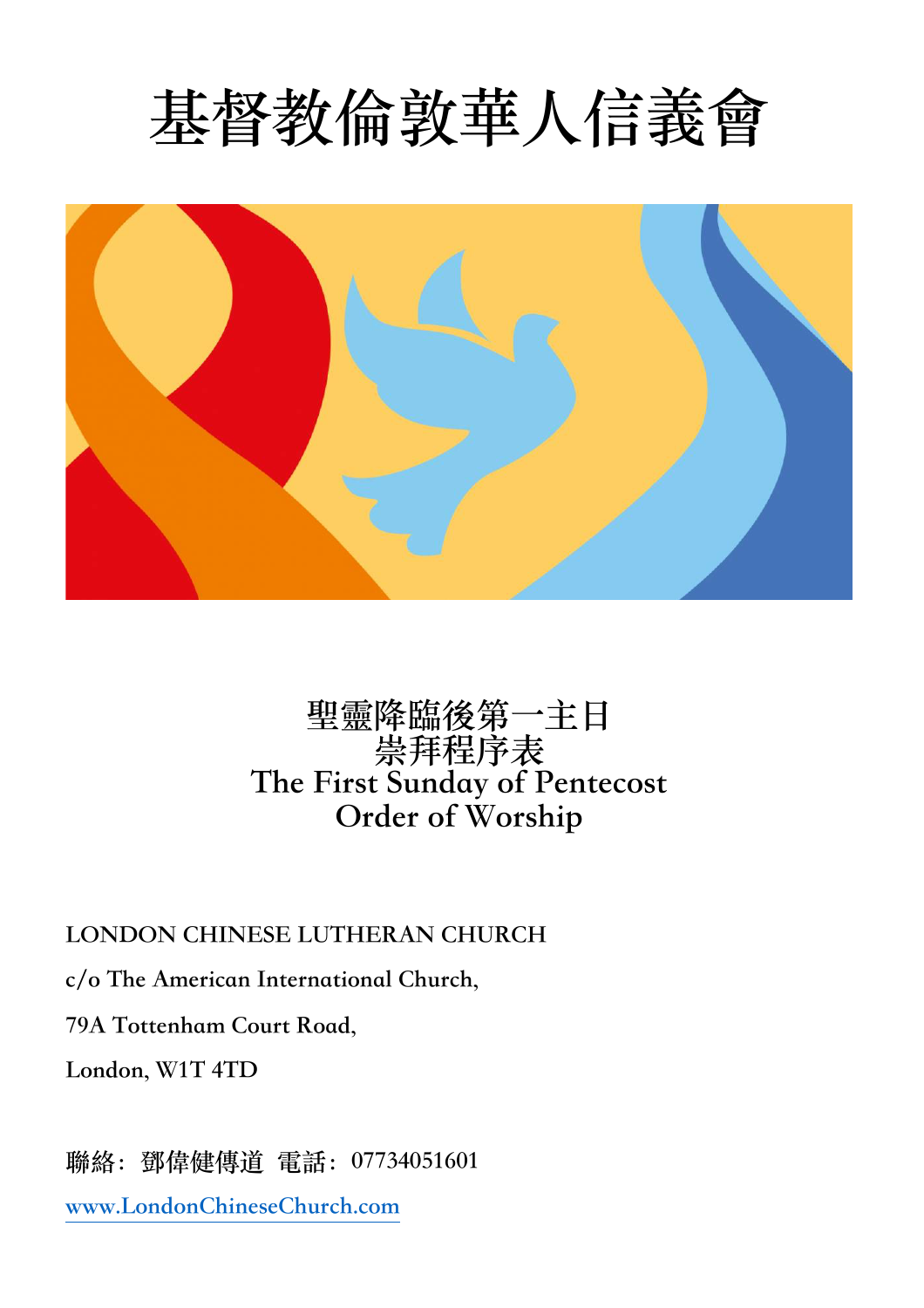# 基督教倫敦華人信義會

## 聖靈降臨後第一主日
## 崇拜程序表
## The First Sunday of Pentecost
## Order of Worship

LONDON CHINESE LUTHERAN CHURCH

c/o The American International Church,

79A Tottenham Court Road,

London, W1T 4TD

聯絡：鄧偉健傳道 電話：07734051601

www.LondonChineseChurch.com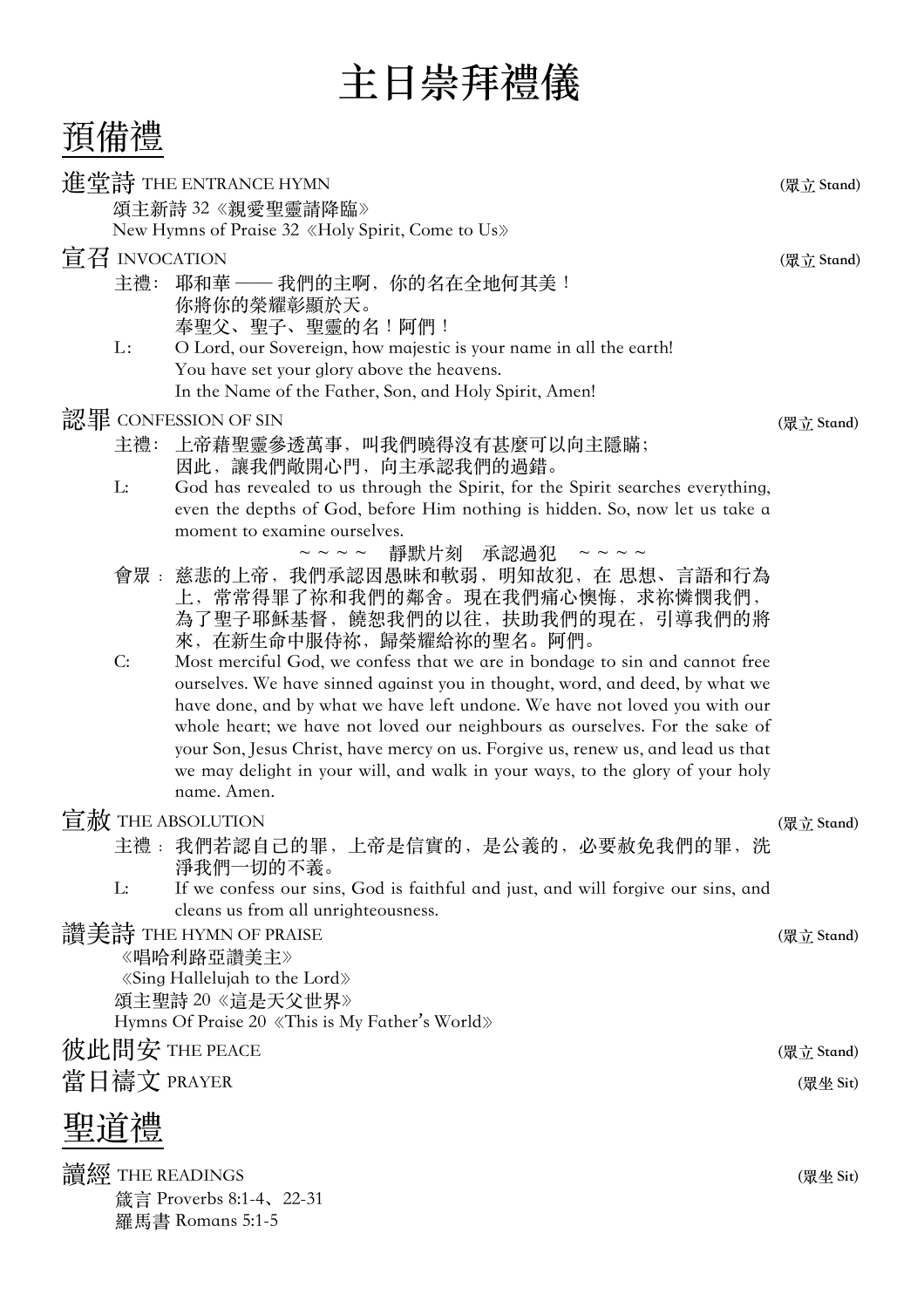# 主日崇拜禮儀

## 預備禮

### 進堂詩 THE ENTRANCE HYMN (眾立 Stand)

頌主新詩 32《親愛聖靈請降臨》
New Hymns of Praise 32《Holy Spirit, Come to Us》

### 宣召 INVOCATION (眾立 Stand)

主禮：耶和華 —— 我們的主啊，你的名在全地何其美！
你將你的榮耀彰顯於天。
奉聖父、聖子、聖靈的名！阿們！

L：O Lord, our Sovereign, how majestic is your name in all the earth!
You have set your glory above the heavens.
In the Name of the Father, Son, and Holy Spirit, Amen!

### 認罪 CONFESSION OF SIN (眾立 Stand)

主禮：上帝藉聖靈參透萬事，叫我們曉得沒有甚麼可以向主隱瞞；
因此，讓我們敞開心門，向主承認我們的過錯。

L: God has revealed to us through the Spirit, for the Spirit searches everything, even the depths of God, before Him nothing is hidden. So, now let us take a moment to examine ourselves.

~ ~ ~ ~　靜默片刻　承認過犯　~ ~ ~ ~

會眾：慈悲的上帝，我們承認因愚昧和軟弱，明知故犯，在 思想、言語和行為上，常常得罪了祢和我們的鄰舍。現在我們痛心懊悔，求祢憐憫我們，為了聖子耶穌基督，饒恕我們的以往，扶助我們的現在，引導我們的將來，在新生命中服侍祢，歸榮耀給祢的聖名。阿們。

C: Most merciful God, we confess that we are in bondage to sin and cannot free ourselves. We have sinned against you in thought, word, and deed, by what we have done, and by what we have left undone. We have not loved you with our whole heart; we have not loved our neighbours as ourselves. For the sake of your Son, Jesus Christ, have mercy on us. Forgive us, renew us, and lead us that we may delight in your will, and walk in your ways, to the glory of your holy name. Amen.

### 宣赦 THE ABSOLUTION (眾立 Stand)

主禮：我們若認自己的罪，上帝是信實的，是公義的，必要赦免我們的罪，洗淨我們一切的不義。

L: If we confess our sins, God is faithful and just, and will forgive our sins, and cleans us from all unrighteousness.

### 讚美詩 THE HYMN OF PRAISE (眾立 Stand)

《唱哈利路亞讚美主》
《Sing Hallelujah to the Lord》
頌主聖詩 20《這是天父世界》
Hymns Of Praise 20《This is My Father's World》

### 彼此問安 THE PEACE (眾立 Stand)

### 當日禱文 PRAYER (眾坐 Sit)

## 聖道禮

### 讀經 THE READINGS (眾坐 Sit)

箴言 Proverbs 8:1-4、22-31
羅馬書 Romans 5:1-5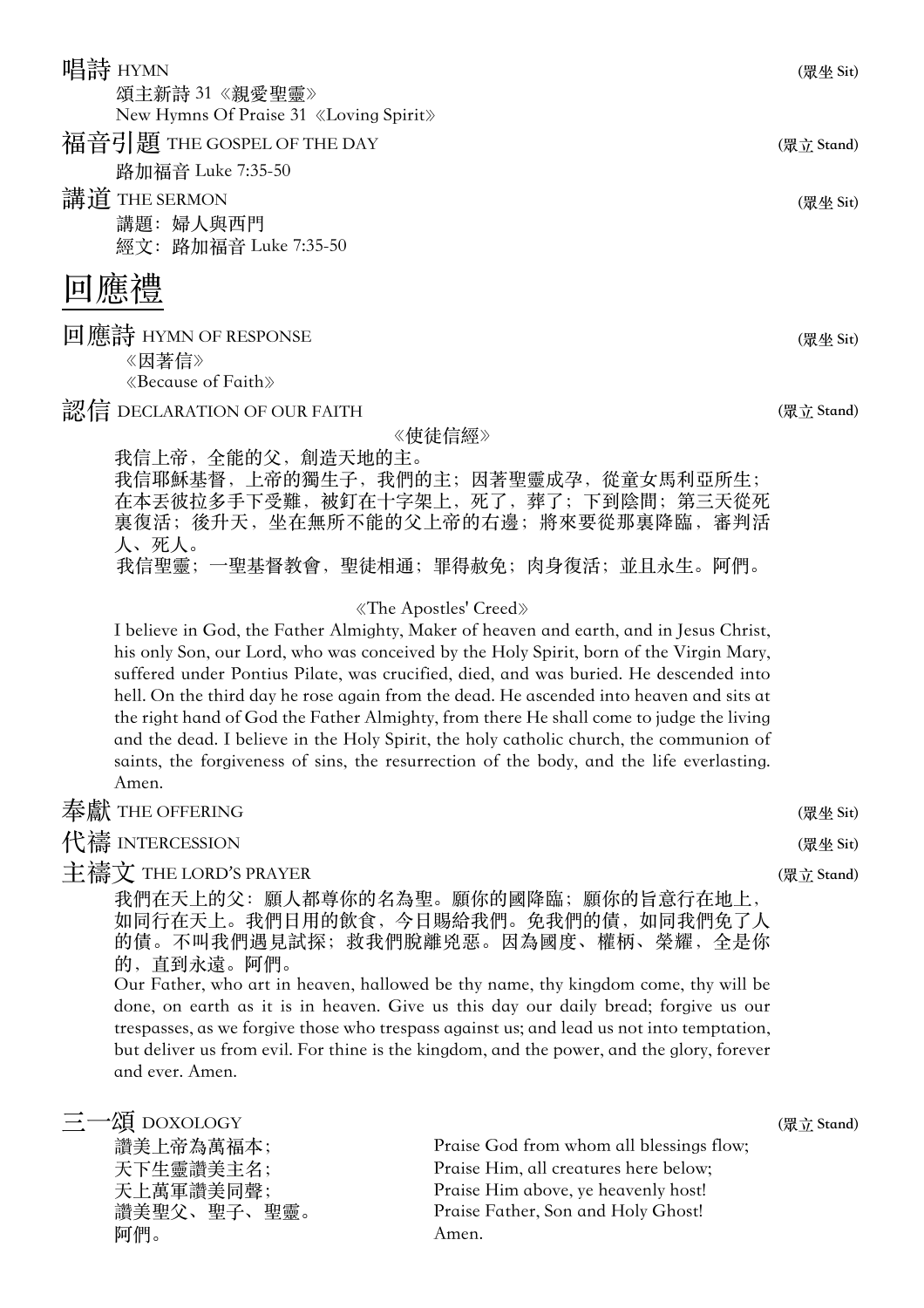**唱詩** HYMN **(眾坐 Sit)**

頌主新詩 31《親愛聖靈》
New Hymns Of Praise 31《Loving Spirit》

**福音引題** THE GOSPEL OF THE DAY **(眾立 Stand)**

路加福音 Luke 7:35-50

**講道** THE SERMON **(眾坐 Sit)**

講題：婦人與西門
經文：路加福音 Luke 7:35-50

# 回應禮

**回應詩** HYMN OF RESPONSE **(眾坐 Sit)**

《因著信》
《Because of Faith》

**認信** DECLARATION OF OUR FAITH **(眾立 Stand)**

《使徒信經》

我信上帝，全能的父，創造天地的主。
我信耶穌基督，上帝的獨生子，我們的主；因著聖靈成孕，從童女馬利亞所生；在本丟彼拉多手下受難，被釘在十字架上，死了，葬了；下到陰間；第三天從死裏復活；後升天，坐在無所不能的父上帝的右邊；將來要從那裏降臨，審判活人、死人。
我信聖靈；一聖基督教會，聖徒相通；罪得赦免；肉身復活；並且永生。阿們。

《The Apostles' Creed》

I believe in God, the Father Almighty, Maker of heaven and earth, and in Jesus Christ, his only Son, our Lord, who was conceived by the Holy Spirit, born of the Virgin Mary, suffered under Pontius Pilate, was crucified, died, and was buried. He descended into hell. On the third day he rose again from the dead. He ascended into heaven and sits at the right hand of God the Father Almighty, from there He shall come to judge the living and the dead. I believe in the Holy Spirit, the holy catholic church, the communion of saints, the forgiveness of sins, the resurrection of the body, and the life everlasting. Amen.

**奉獻** THE OFFERING **(眾坐 Sit)**

**代禱** INTERCESSION **(眾坐 Sit)**

**主禱文** THE LORD'S PRAYER **(眾立 Stand)**

我們在天上的父：願人都尊你的名為聖。願你的國降臨；願你的旨意行在地上，如同行在天上。我們日用的飲食，今日賜給我們。免我們的債，如同我們免了人的債。不叫我們遇見試探；救我們脫離兇惡。因為國度、權柄、榮耀，全是你的，直到永遠。阿們。

Our Father, who art in heaven, hallowed be thy name, thy kingdom come, thy will be done, on earth as it is in heaven. Give us this day our daily bread; forgive us our trespasses, as we forgive those who trespass against us; and lead us not into temptation, but deliver us from evil. For thine is the kingdom, and the power, and the glory, forever and ever. Amen.

**三一頌** DOXOLOGY **(眾立 Stand)**

讚美上帝為萬福本；
天下生靈讚美主名；
天上萬軍讚美同聲；
讚美聖父、聖子、聖靈。
阿們。

Praise God from whom all blessings flow;
Praise Him, all creatures here below;
Praise Him above, ye heavenly host!
Praise Father, Son and Holy Ghost!
Amen.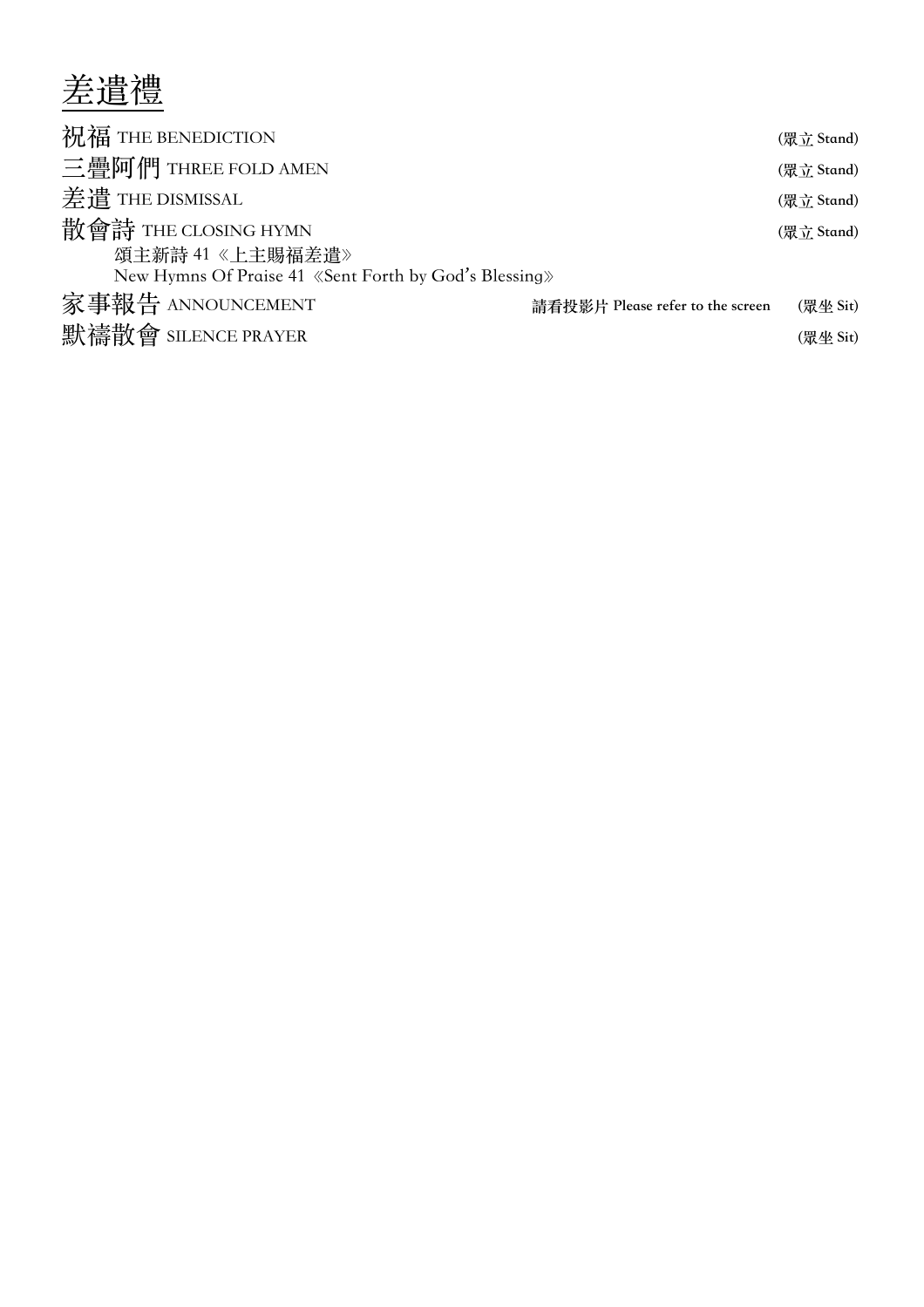# 差遣禮

祝福 THE BENEDICTION (眾立 Stand)

三疊阿們 THREE FOLD AMEN (眾立 Stand)

差遣 THE DISMISSAL (眾立 Stand)

散會詩 THE CLOSING HYMN (眾立 Stand)

頌主新詩 41《上主賜福差遣》
New Hymns Of Praise 41《Sent Forth by God's Blessing》

家事報告 ANNOUNCEMENT **請看投影片 Please refer to the screen** (眾坐 Sit)

默禱散會 SILENCE PRAYER (眾坐 Sit)